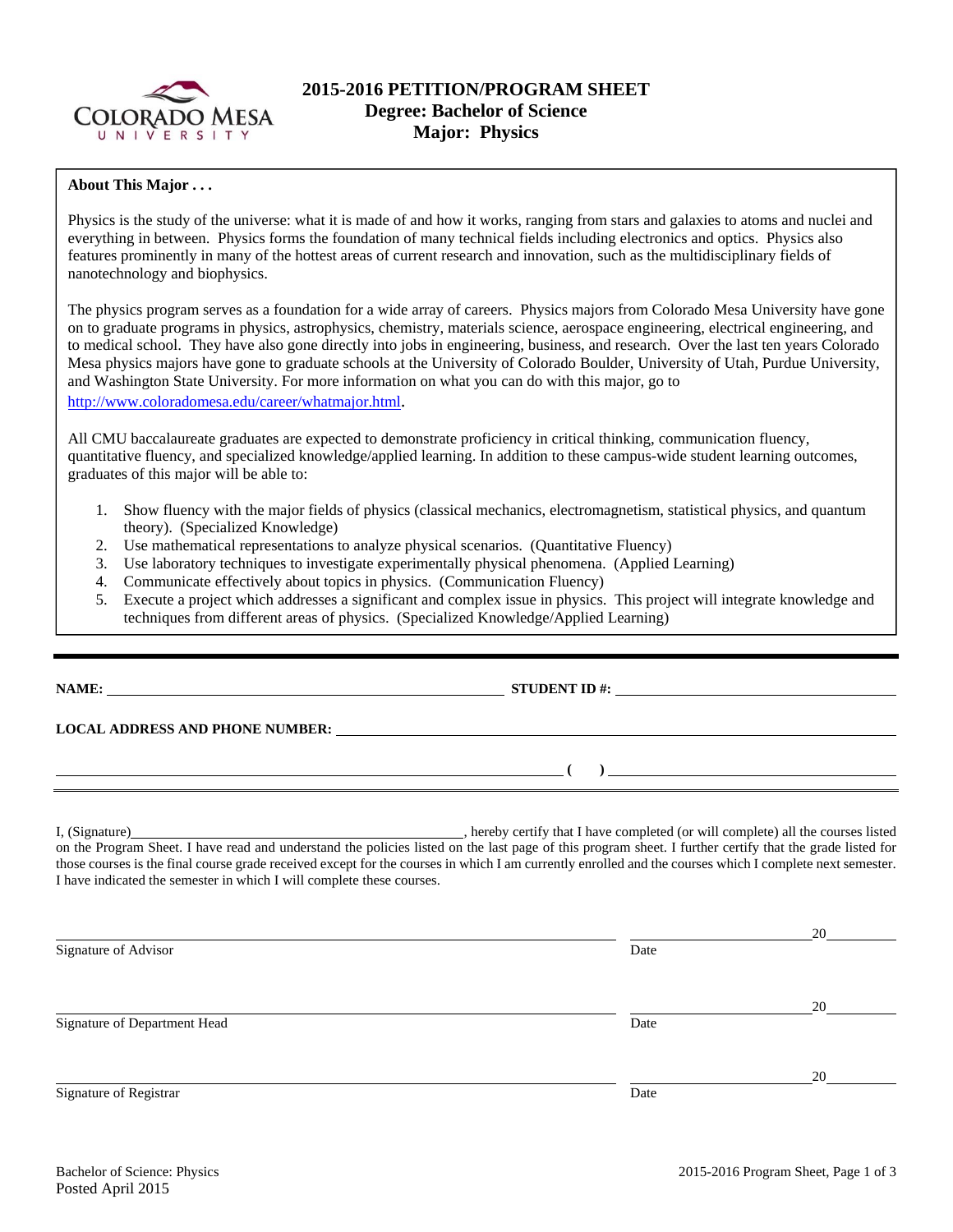# 2015-2016 PETITION/PROGRAM SHEET
## Degree: Bachelor of Science
## Major: Physics

**About This Major . . .**

Physics is the study of the universe: what it is made of and how it works, ranging from stars and galaxies to atoms and nuclei and everything in between. Physics forms the foundation of many technical fields including electronics and optics. Physics also features prominently in many of the hottest areas of current research and innovation, such as the multidisciplinary fields of nanotechnology and biophysics.

The physics program serves as a foundation for a wide array of careers. Physics majors from Colorado Mesa University have gone on to graduate programs in physics, astrophysics, chemistry, materials science, aerospace engineering, electrical engineering, and to medical school. They have also gone directly into jobs in engineering, business, and research. Over the last ten years Colorado Mesa physics majors have gone to graduate schools at the University of Colorado Boulder, University of Utah, Purdue University, and Washington State University. For more information on what you can do with this major, go to http://www.coloradomesa.edu/career/whatmajor.html.

All CMU baccalaureate graduates are expected to demonstrate proficiency in critical thinking, communication fluency, quantitative fluency, and specialized knowledge/applied learning. In addition to these campus-wide student learning outcomes, graduates of this major will be able to:

1. Show fluency with the major fields of physics (classical mechanics, electromagnetism, statistical physics, and quantum theory). (Specialized Knowledge)
2. Use mathematical representations to analyze physical scenarios. (Quantitative Fluency)
3. Use laboratory techniques to investigate experimentally physical phenomena. (Applied Learning)
4. Communicate effectively about topics in physics. (Communication Fluency)
5. Execute a project which addresses a significant and complex issue in physics. This project will integrate knowledge and techniques from different areas of physics. (Specialized Knowledge/Applied Learning)

---

**NAME:** ______________________________ **STUDENT ID #:** ______________________________

**LOCAL ADDRESS AND PHONE NUMBER:** ______________________________

______________________________ **( )** ______________________________

I, (Signature)______________________________, hereby certify that I have completed (or will complete) all the courses listed on the Program Sheet. I have read and understand the policies listed on the last page of this program sheet. I further certify that the grade listed for those courses is the final course grade received except for the courses in which I am currently enrolled and the courses which I complete next semester. I have indicated the semester in which I will complete these courses.

______________________________ ______________ 20______
Signature of Advisor Date

______________________________ ______________ 20______
Signature of Department Head Date

______________________________ ______________ 20______
Signature of Registrar Date

Bachelor of Science: Physics
Posted April 2015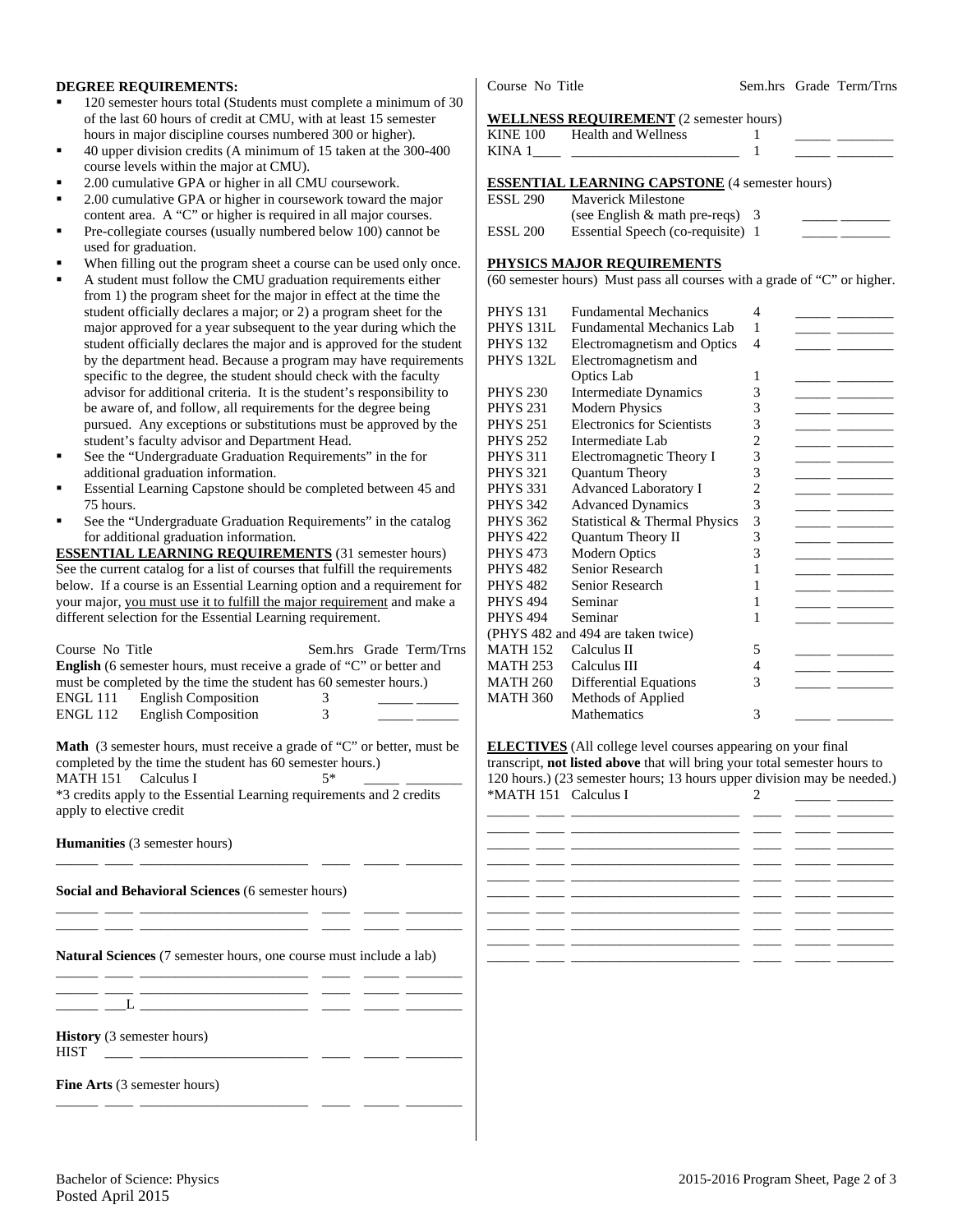**DEGREE REQUIREMENTS:**

- 120 semester hours total (Students must complete a minimum of 30 of the last 60 hours of credit at CMU, with at least 15 semester hours in major discipline courses numbered 300 or higher).
- 40 upper division credits (A minimum of 15 taken at the 300-400 course levels within the major at CMU).
- 2.00 cumulative GPA or higher in all CMU coursework.
- 2.00 cumulative GPA or higher in coursework toward the major content area. A "C" or higher is required in all major courses.
- Pre-collegiate courses (usually numbered below 100) cannot be used for graduation.
- When filling out the program sheet a course can be used only once.
- A student must follow the CMU graduation requirements either from 1) the program sheet for the major in effect at the time the student officially declares a major; or 2) a program sheet for the major approved for a year subsequent to the year during which the student officially declares the major and is approved for the student by the department head. Because a program may have requirements specific to the degree, the student should check with the faculty advisor for additional criteria. It is the student's responsibility to be aware of, and follow, all requirements for the degree being pursued. Any exceptions or substitutions must be approved by the student's faculty advisor and Department Head.
- See the "Undergraduate Graduation Requirements" in the for additional graduation information.
- Essential Learning Capstone should be completed between 45 and 75 hours.
- See the "Undergraduate Graduation Requirements" in the catalog for additional graduation information.

**ESSENTIAL LEARNING REQUIREMENTS** (31 semester hours) See the current catalog for a list of courses that fulfill the requirements below. If a course is an Essential Learning option and a requirement for your major, you must use it to fulfill the major requirement and make a different selection for the Essential Learning requirement.

| Course No | Title | Sem.hrs | Grade | Term/Trns |
|---|---|---|---|---|
| **English** (6 semester hours, must receive a grade of "C" or better and must be completed by the time the student has 60 semester hours.) | | | | |
| ENGL 111 | English Composition | 3 | | |
| ENGL 112 | English Composition | 3 | | |
| **Math** (3 semester hours, must receive a grade of "C" or better, must be completed by the time the student has 60 semester hours.) | | | | |
| MATH 151 | Calculus I | 5* | | |

*3 credits apply to the Essential Learning requirements and 2 credits apply to elective credit

**Humanities** (3 semester hours)

**Social and Behavioral Sciences** (6 semester hours)

**Natural Sciences** (7 semester hours, one course must include a lab)

\_\_\_L

**History** (3 semester hours)

HIST

**Fine Arts** (3 semester hours)

| Course No | Title | Sem.hrs | Grade | Term/Trns |
|---|---|---|---|---|
| **WELLNESS REQUIREMENT** (2 semester hours) | | | | |
| KINE 100 | Health and Wellness | 1 | | |
| KINA 1\_\_\_\_ | | 1 | | |
| **ESSENTIAL LEARNING CAPSTONE** (4 semester hours) | | | | |
| ESSL 290 | Maverick Milestone (see English & math pre-reqs) | 3 | | |
| ESSL 200 | Essential Speech (co-requisite) | 1 | | |

**PHYSICS MAJOR REQUIREMENTS**

(60 semester hours) Must pass all courses with a grade of "C" or higher.

| Course No | Title | Sem.hrs | Grade | Term/Trns |
|---|---|---|---|---|
| PHYS 131 | Fundamental Mechanics | 4 | | |
| PHYS 131L | Fundamental Mechanics Lab | 1 | | |
| PHYS 132 | Electromagnetism and Optics | 4 | | |
| PHYS 132L | Electromagnetism and Optics Lab | 1 | | |
| PHYS 230 | Intermediate Dynamics | 3 | | |
| PHYS 231 | Modern Physics | 3 | | |
| PHYS 251 | Electronics for Scientists | 3 | | |
| PHYS 252 | Intermediate Lab | 2 | | |
| PHYS 311 | Electromagnetic Theory I | 3 | | |
| PHYS 321 | Quantum Theory | 3 | | |
| PHYS 331 | Advanced Laboratory I | 2 | | |
| PHYS 342 | Advanced Dynamics | 3 | | |
| PHYS 362 | Statistical & Thermal Physics | 3 | | |
| PHYS 422 | Quantum Theory II | 3 | | |
| PHYS 473 | Modern Optics | 3 | | |
| PHYS 482 | Senior Research | 1 | | |
| PHYS 482 | Senior Research | 1 | | |
| PHYS 494 | Seminar | 1 | | |
| PHYS 494 | Seminar | 1 | | |
| (PHYS 482 and 494 are taken twice) | | | | |
| MATH 152 | Calculus II | 5 | | |
| MATH 253 | Calculus III | 4 | | |
| MATH 260 | Differential Equations | 3 | | |
| MATH 360 | Methods of Applied Mathematics | 3 | | |

**ELECTIVES** (All college level courses appearing on your final transcript, **not listed above** that will bring your total semester hours to 120 hours.) (23 semester hours; 13 hours upper division may be needed.)

| Course No | Title | Sem.hrs | Grade | Term/Trns |
|---|---|---|---|---|
| *MATH 151 | Calculus I | 2 | | |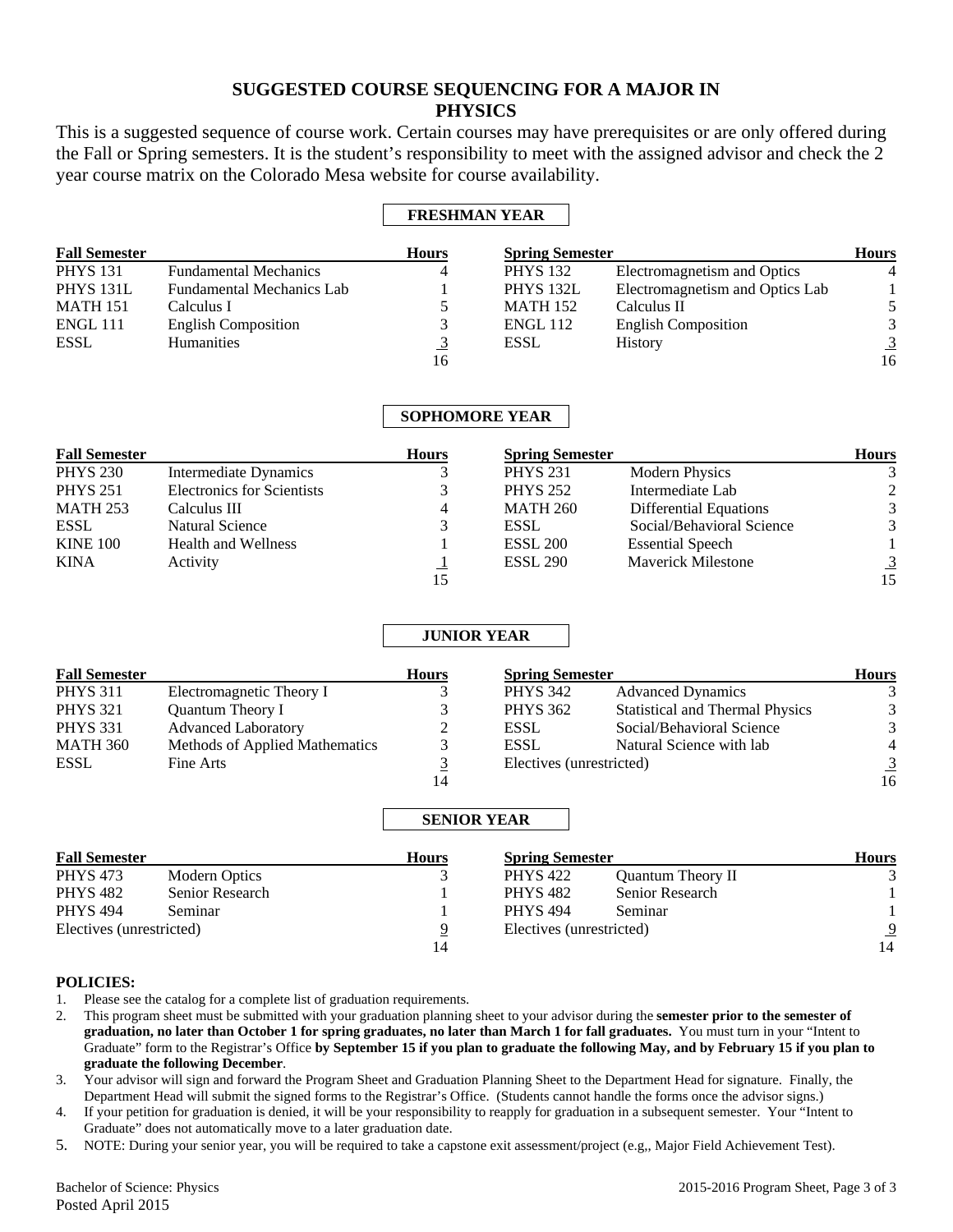# SUGGESTED COURSE SEQUENCING FOR A MAJOR IN PHYSICS

This is a suggested sequence of course work. Certain courses may have prerequisites or are only offered during the Fall or Spring semesters. It is the student's responsibility to meet with the assigned advisor and check the 2 year course matrix on the Colorado Mesa website for course availability.

## FRESHMAN YEAR

| Fall Semester | | Hours | Spring Semester | | Hours |
|---|---|---|---|---|---|
| PHYS 131 | Fundamental Mechanics | 4 | PHYS 132 | Electromagnetism and Optics | 4 |
| PHYS 131L | Fundamental Mechanics Lab | 1 | PHYS 132L | Electromagnetism and Optics Lab | 1 |
| MATH 151 | Calculus I | 5 | MATH 152 | Calculus II | 5 |
| ENGL 111 | English Composition | 3 | ENGL 112 | English Composition | 3 |
| ESSL | Humanities | 3 | ESSL | History | 3 |
| | | 16 | | | 16 |

## SOPHOMORE YEAR

| Fall Semester | | Hours | Spring Semester | | Hours |
|---|---|---|---|---|---|
| PHYS 230 | Intermediate Dynamics | 3 | PHYS 231 | Modern Physics | 3 |
| PHYS 251 | Electronics for Scientists | 3 | PHYS 252 | Intermediate Lab | 2 |
| MATH 253 | Calculus III | 4 | MATH 260 | Differential Equations | 3 |
| ESSL | Natural Science | 3 | ESSL | Social/Behavioral Science | 3 |
| KINE 100 | Health and Wellness | 1 | ESSL 200 | Essential Speech | 1 |
| KINA | Activity | 1 | ESSL 290 | Maverick Milestone | 3 |
| | | 15 | | | 15 |

## JUNIOR YEAR

| Fall Semester | | Hours | Spring Semester | | Hours |
|---|---|---|---|---|---|
| PHYS 311 | Electromagnetic Theory I | 3 | PHYS 342 | Advanced Dynamics | 3 |
| PHYS 321 | Quantum Theory I | 3 | PHYS 362 | Statistical and Thermal Physics | 3 |
| PHYS 331 | Advanced Laboratory | 2 | ESSL | Social/Behavioral Science | 3 |
| MATH 360 | Methods of Applied Mathematics | 3 | ESSL | Natural Science with lab | 4 |
| ESSL | Fine Arts | 3 | Electives (unrestricted) | | 3 |
| | | 14 | | | 16 |

## SENIOR YEAR

| Fall Semester | | Hours | Spring Semester | | Hours |
|---|---|---|---|---|---|
| PHYS 473 | Modern Optics | 3 | PHYS 422 | Quantum Theory II | 3 |
| PHYS 482 | Senior Research | 1 | PHYS 482 | Senior Research | 1 |
| PHYS 494 | Seminar | 1 | PHYS 494 | Seminar | 1 |
| Electives (unrestricted) | | 9 | Electives (unrestricted) | | 9 |
| | | 14 | | | 14 |

**POLICIES:**

1. Please see the catalog for a complete list of graduation requirements.
2. This program sheet must be submitted with your graduation planning sheet to your advisor during the **semester prior to the semester of graduation, no later than October 1 for spring graduates, no later than March 1 for fall graduates.** You must turn in your "Intent to Graduate" form to the Registrar's Office **by September 15 if you plan to graduate the following May, and by February 15 if you plan to graduate the following December**.
3. Your advisor will sign and forward the Program Sheet and Graduation Planning Sheet to the Department Head for signature. Finally, the Department Head will submit the signed forms to the Registrar's Office. (Students cannot handle the forms once the advisor signs.)
4. If your petition for graduation is denied, it will be your responsibility to reapply for graduation in a subsequent semester. Your "Intent to Graduate" does not automatically move to a later graduation date.
5. NOTE: During your senior year, you will be required to take a capstone exit assessment/project (e.g,, Major Field Achievement Test).

Bachelor of Science: Physics
Posted April 2015